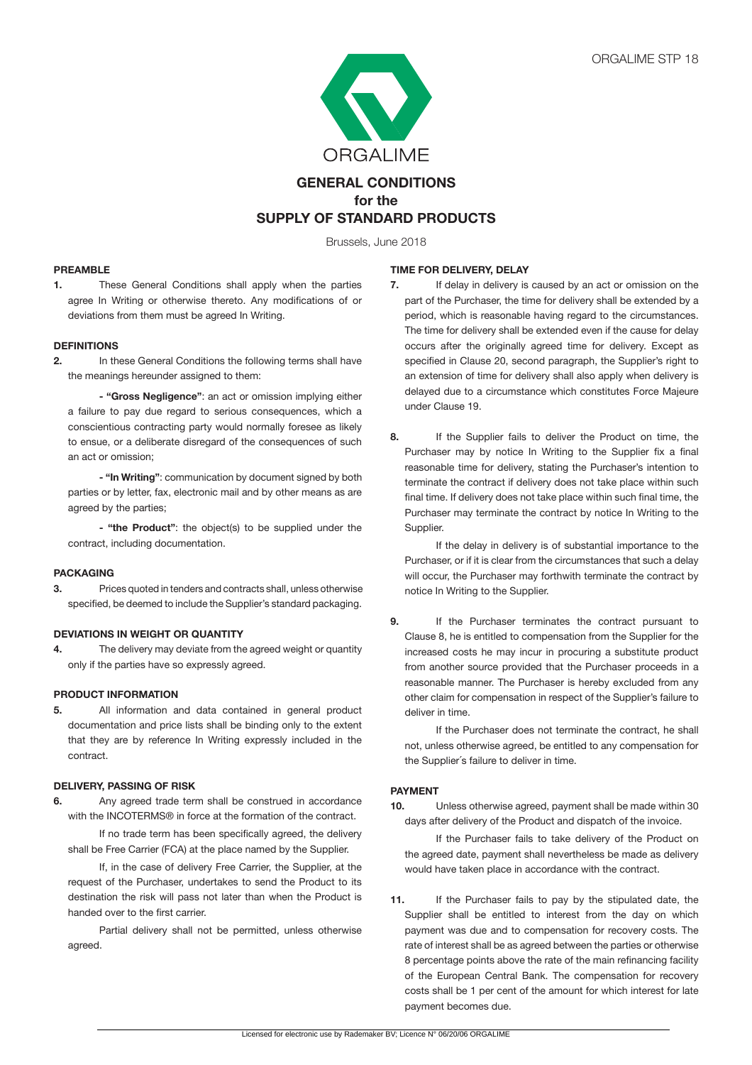ORGALIME STP 18

ORGALIME

# GENERAL CONDITIONS for the SUPPLY OF STANDARD PRODUCTS

Brussels, June 2018

## PREAMBLE

**1.** These General Conditions shall apply when the parties agree In Writing or otherwise thereto. Any modifications of or deviations from them must be agreed In Writing.

## DEFINITIONS

**2.** In these General Conditions the following terms shall have the meanings hereunder assigned to them:

**- "Gross Negligence"**: an act or omission implying either a failure to pay due regard to serious consequences, which a conscientious contracting party would normally foresee as likely to ensue, or a deliberate disregard of the consequences of such an act or omission;

**- "In Writing"**: communication by document signed by both parties or by letter, fax, electronic mail and by other means as are agreed by the parties;

**- "the Product"**: the object(s) to be supplied under the contract, including documentation.

## PACKAGING

**3.** Prices quoted in tenders and contracts shall, unless otherwise specified, be deemed to include the Supplier's standard packaging.

## DEVIATIONS IN WEIGHT OR QUANTITY

**4.** The delivery may deviate from the agreed weight or quantity only if the parties have so expressly agreed.

## PRODUCT INFORMATION

**5.** All information and data contained in general product documentation and price lists shall be binding only to the extent that they are by reference In Writing expressly included in the contract.

## DELIVERY, PASSING OF RISK

**6.** Any agreed trade term shall be construed in accordance with the INCOTERMS® in force at the formation of the contract.

If no trade term has been specifically agreed, the delivery shall be Free Carrier (FCA) at the place named by the Supplier.

If, in the case of delivery Free Carrier, the Supplier, at the request of the Purchaser, undertakes to send the Product to its destination the risk will pass not later than when the Product is handed over to the first carrier.

Partial delivery shall not be permitted, unless otherwise agreed.

## TIME FOR DELIVERY, DELAY

**7.** If delay in delivery is caused by an act or omission on the part of the Purchaser, the time for delivery shall be extended by a period, which is reasonable having regard to the circumstances. The time for delivery shall be extended even if the cause for delay occurs after the originally agreed time for delivery. Except as specified in Clause 20, second paragraph, the Supplier's right to an extension of time for delivery shall also apply when delivery is delayed due to a circumstance which constitutes Force Majeure under Clause 19.

**8.** If the Supplier fails to deliver the Product on time, the Purchaser may by notice In Writing to the Supplier fix a final reasonable time for delivery, stating the Purchaser's intention to terminate the contract if delivery does not take place within such final time. If delivery does not take place within such final time, the Purchaser may terminate the contract by notice In Writing to the Supplier.

If the delay in delivery is of substantial importance to the Purchaser, or if it is clear from the circumstances that such a delay will occur, the Purchaser may forthwith terminate the contract by notice In Writing to the Supplier.

**9.** If the Purchaser terminates the contract pursuant to Clause 8, he is entitled to compensation from the Supplier for the increased costs he may incur in procuring a substitute product from another source provided that the Purchaser proceeds in a reasonable manner. The Purchaser is hereby excluded from any other claim for compensation in respect of the Supplier's failure to deliver in time.

If the Purchaser does not terminate the contract, he shall not, unless otherwise agreed, be entitled to any compensation for the Supplier´s failure to deliver in time.

## PAYMENT

**10.** Unless otherwise agreed, payment shall be made within 30 days after delivery of the Product and dispatch of the invoice.

If the Purchaser fails to take delivery of the Product on the agreed date, payment shall nevertheless be made as delivery would have taken place in accordance with the contract.

**11.** If the Purchaser fails to pay by the stipulated date, the Supplier shall be entitled to interest from the day on which payment was due and to compensation for recovery costs. The rate of interest shall be as agreed between the parties or otherwise 8 percentage points above the rate of the main refinancing facility of the European Central Bank. The compensation for recovery costs shall be 1 per cent of the amount for which interest for late payment becomes due.

Licensed for electronic use by Rademaker BV; Licence N° 06/20/06 ORGALIME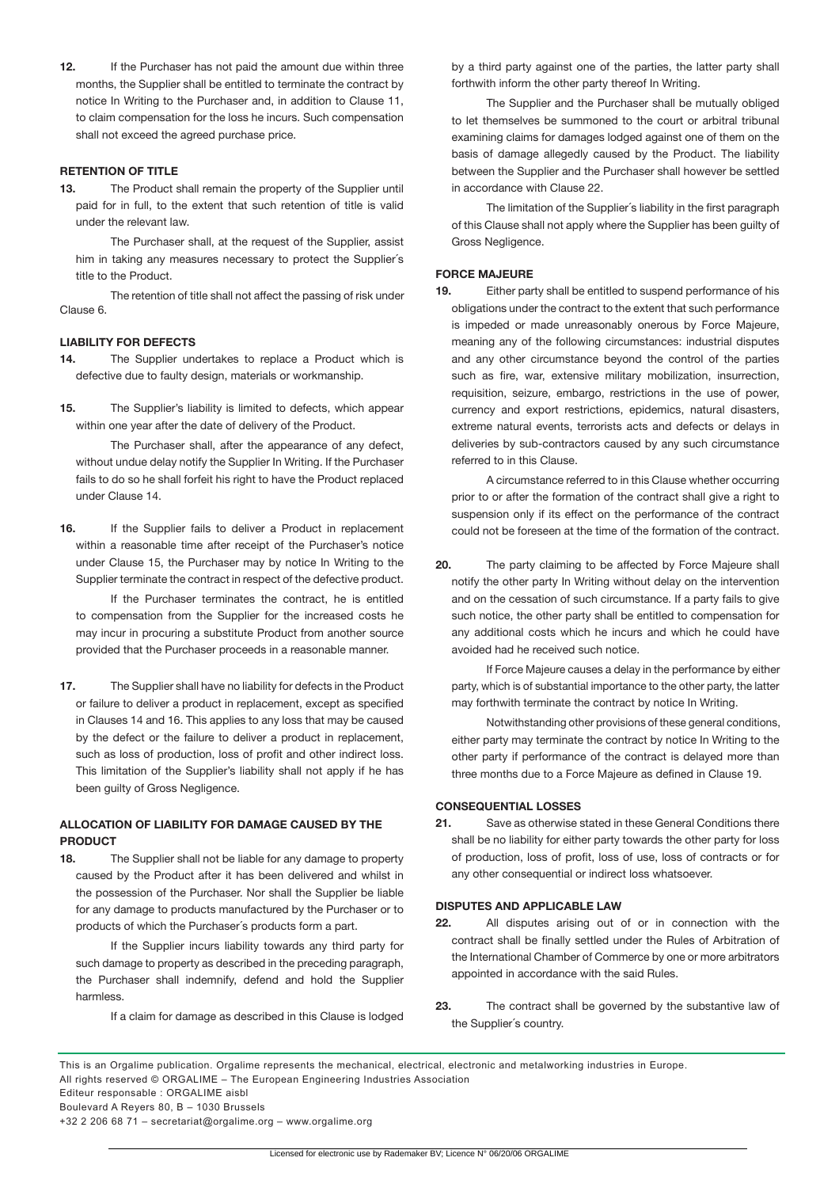**12.** If the Purchaser has not paid the amount due within three months, the Supplier shall be entitled to terminate the contract by notice In Writing to the Purchaser and, in addition to Clause 11, to claim compensation for the loss he incurs. Such compensation shall not exceed the agreed purchase price.

**RETENTION OF TITLE**

**13.** The Product shall remain the property of the Supplier until paid for in full, to the extent that such retention of title is valid under the relevant law.

The Purchaser shall, at the request of the Supplier, assist him in taking any measures necessary to protect the Supplier´s title to the Product.

The retention of title shall not affect the passing of risk under Clause 6.

**LIABILITY FOR DEFECTS**

**14.** The Supplier undertakes to replace a Product which is defective due to faulty design, materials or workmanship.

**15.** The Supplier's liability is limited to defects, which appear within one year after the date of delivery of the Product.

The Purchaser shall, after the appearance of any defect, without undue delay notify the Supplier In Writing. If the Purchaser fails to do so he shall forfeit his right to have the Product replaced under Clause 14.

**16.** If the Supplier fails to deliver a Product in replacement within a reasonable time after receipt of the Purchaser's notice under Clause 15, the Purchaser may by notice In Writing to the Supplier terminate the contract in respect of the defective product.

If the Purchaser terminates the contract, he is entitled to compensation from the Supplier for the increased costs he may incur in procuring a substitute Product from another source provided that the Purchaser proceeds in a reasonable manner.

**17.** The Supplier shall have no liability for defects in the Product or failure to deliver a product in replacement, except as specified in Clauses 14 and 16. This applies to any loss that may be caused by the defect or the failure to deliver a product in replacement, such as loss of production, loss of profit and other indirect loss. This limitation of the Supplier's liability shall not apply if he has been guilty of Gross Negligence.

**ALLOCATION OF LIABILITY FOR DAMAGE CAUSED BY THE PRODUCT**

**18.** The Supplier shall not be liable for any damage to property caused by the Product after it has been delivered and whilst in the possession of the Purchaser. Nor shall the Supplier be liable for any damage to products manufactured by the Purchaser or to products of which the Purchaser´s products form a part.

If the Supplier incurs liability towards any third party for such damage to property as described in the preceding paragraph, the Purchaser shall indemnify, defend and hold the Supplier harmless.

If a claim for damage as described in this Clause is lodged by a third party against one of the parties, the latter party shall forthwith inform the other party thereof In Writing.

The Supplier and the Purchaser shall be mutually obliged to let themselves be summoned to the court or arbitral tribunal examining claims for damages lodged against one of them on the basis of damage allegedly caused by the Product. The liability between the Supplier and the Purchaser shall however be settled in accordance with Clause 22.

The limitation of the Supplier´s liability in the first paragraph of this Clause shall not apply where the Supplier has been guilty of Gross Negligence.

**FORCE MAJEURE**

**19.** Either party shall be entitled to suspend performance of his obligations under the contract to the extent that such performance is impeded or made unreasonably onerous by Force Majeure, meaning any of the following circumstances: industrial disputes and any other circumstance beyond the control of the parties such as fire, war, extensive military mobilization, insurrection, requisition, seizure, embargo, restrictions in the use of power, currency and export restrictions, epidemics, natural disasters, extreme natural events, terrorists acts and defects or delays in deliveries by sub-contractors caused by any such circumstance referred to in this Clause.

A circumstance referred to in this Clause whether occurring prior to or after the formation of the contract shall give a right to suspension only if its effect on the performance of the contract could not be foreseen at the time of the formation of the contract.

**20.** The party claiming to be affected by Force Majeure shall notify the other party In Writing without delay on the intervention and on the cessation of such circumstance. If a party fails to give such notice, the other party shall be entitled to compensation for any additional costs which he incurs and which he could have avoided had he received such notice.

If Force Majeure causes a delay in the performance by either party, which is of substantial importance to the other party, the latter may forthwith terminate the contract by notice In Writing.

Notwithstanding other provisions of these general conditions, either party may terminate the contract by notice In Writing to the other party if performance of the contract is delayed more than three months due to a Force Majeure as defined in Clause 19.

**CONSEQUENTIAL LOSSES**

**21.** Save as otherwise stated in these General Conditions there shall be no liability for either party towards the other party for loss of production, loss of profit, loss of use, loss of contracts or for any other consequential or indirect loss whatsoever.

**DISPUTES AND APPLICABLE LAW**

**22.** All disputes arising out of or in connection with the contract shall be finally settled under the Rules of Arbitration of the International Chamber of Commerce by one or more arbitrators appointed in accordance with the said Rules.

**23.** The contract shall be governed by the substantive law of the Supplier´s country.

This is an Orgalime publication. Orgalime represents the mechanical, electrical, electronic and metalworking industries in Europe.
All rights reserved © ORGALIME – The European Engineering Industries Association
Editeur responsable : ORGALIME aisbl
Boulevard A Reyers 80, B – 1030 Brussels
+32 2 206 68 71 – secretariat@orgalime.org – www.orgalime.org

Licensed for electronic use by Rademaker BV; Licence N° 06/20/06 ORGALIME